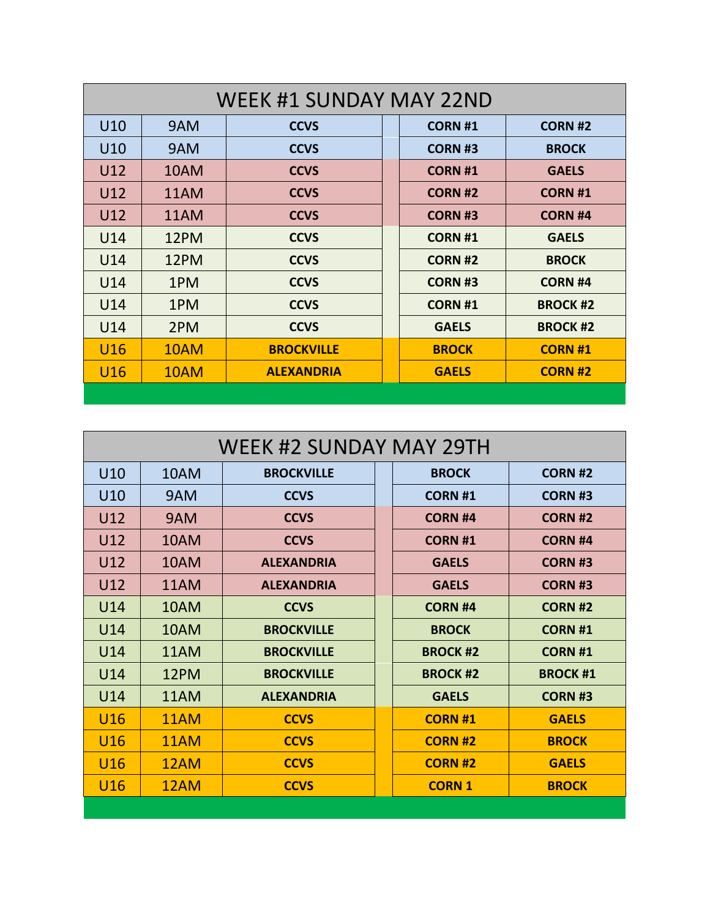| WEEK #1 SUNDAY MAY 22ND | | | | | |
|---|---|---|---|---|---|
| U10 | 9AM | **CCVS** | | **CORN #1** | **CORN #2** |
| U10 | 9AM | **CCVS** | | **CORN #3** | **BROCK** |
| U12 | 10AM | **CCVS** | | **CORN #1** | **GAELS** |
| U12 | 11AM | **CCVS** | | **CORN #2** | **CORN #1** |
| U12 | 11AM | **CCVS** | | **CORN #3** | **CORN #4** |
| U14 | 12PM | **CCVS** | | **CORN #1** | **GAELS** |
| U14 | 12PM | **CCVS** | | **CORN #2** | **BROCK** |
| U14 | 1PM | **CCVS** | | **CORN #3** | **CORN #4** |
| U14 | 1PM | **CCVS** | | **CORN #1** | **BROCK #2** |
| U14 | 2PM | **CCVS** | | **GAELS** | **BROCK #2** |
| U16 | 10AM | **BROCKVILLE** | | **BROCK** | **CORN #1** |
| U16 | 10AM | **ALEXANDRIA** | | **GAELS** | **CORN #2** |

| WEEK #2 SUNDAY MAY 29TH | | | | | |
|---|---|---|---|---|---|
| U10 | 10AM | **BROCKVILLE** | | **BROCK** | **CORN #2** |
| U10 | 9AM | **CCVS** | | **CORN #1** | **CORN #3** |
| U12 | 9AM | **CCVS** | | **CORN #4** | **CORN #2** |
| U12 | 10AM | **CCVS** | | **CORN #1** | **CORN #4** |
| U12 | 10AM | **ALEXANDRIA** | | **GAELS** | **CORN #3** |
| U12 | 11AM | **ALEXANDRIA** | | **GAELS** | **CORN #3** |
| U14 | 10AM | **CCVS** | | **CORN #4** | **CORN #2** |
| U14 | 10AM | **BROCKVILLE** | | **BROCK** | **CORN #1** |
| U14 | 11AM | **BROCKVILLE** | | **BROCK #2** | **CORN #1** |
| U14 | 12PM | **BROCKVILLE** | | **BROCK #2** | **BROCK #1** |
| U14 | 11AM | **ALEXANDRIA** | | **GAELS** | **CORN #3** |
| U16 | 11AM | **CCVS** | | **CORN #1** | **GAELS** |
| U16 | 11AM | **CCVS** | | **CORN #2** | **BROCK** |
| U16 | 12AM | **CCVS** | | **CORN #2** | **GAELS** |
| U16 | 12AM | **CCVS** | | **CORN 1** | **BROCK** |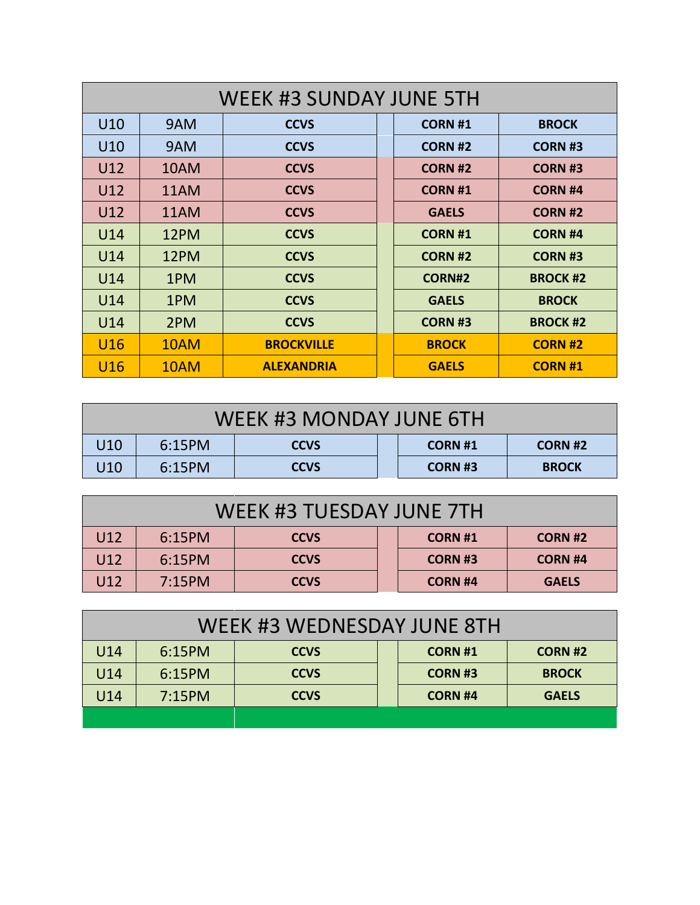| WEEK #3 SUNDAY JUNE 5TH | | | | | |
|---|---|---|---|---|---|
| U10 | 9AM | **CCVS** | | **CORN #1** | **BROCK** |
| U10 | 9AM | **CCVS** | | **CORN #2** | **CORN #3** |
| U12 | 10AM | **CCVS** | | **CORN #2** | **CORN #3** |
| U12 | 11AM | **CCVS** | | **CORN #1** | **CORN #4** |
| U12 | 11AM | **CCVS** | | **GAELS** | **CORN #2** |
| U14 | 12PM | **CCVS** | | **CORN #1** | **CORN #4** |
| U14 | 12PM | **CCVS** | | **CORN #2** | **CORN #3** |
| U14 | 1PM | **CCVS** | | **CORN#2** | **BROCK #2** |
| U14 | 1PM | **CCVS** | | **GAELS** | **BROCK** |
| U14 | 2PM | **CCVS** | | **CORN #3** | **BROCK #2** |
| U16 | 10AM | **BROCKVILLE** | | **BROCK** | **CORN #2** |
| U16 | 10AM | **ALEXANDRIA** | | **GAELS** | **CORN #1** |

| WEEK #3 MONDAY JUNE 6TH | | | | | |
|---|---|---|---|---|---|
| U10 | 6:15PM | **CCVS** | | **CORN #1** | **CORN #2** |
| U10 | 6:15PM | **CCVS** | | **CORN #3** | **BROCK** |

| WEEK #3 TUESDAY JUNE 7TH | | | | | |
|---|---|---|---|---|---|
| U12 | 6:15PM | **CCVS** | | **CORN #1** | **CORN #2** |
| U12 | 6:15PM | **CCVS** | | **CORN #3** | **CORN #4** |
| U12 | 7:15PM | **CCVS** | | **CORN #4** | **GAELS** |

| WEEK #3 WEDNESDAY JUNE 8TH | | | | | |
|---|---|---|---|---|---|
| U14 | 6:15PM | **CCVS** | | **CORN #1** | **CORN #2** |
| U14 | 6:15PM | **CCVS** | | **CORN #3** | **BROCK** |
| U14 | 7:15PM | **CCVS** | | **CORN #4** | **GAELS** |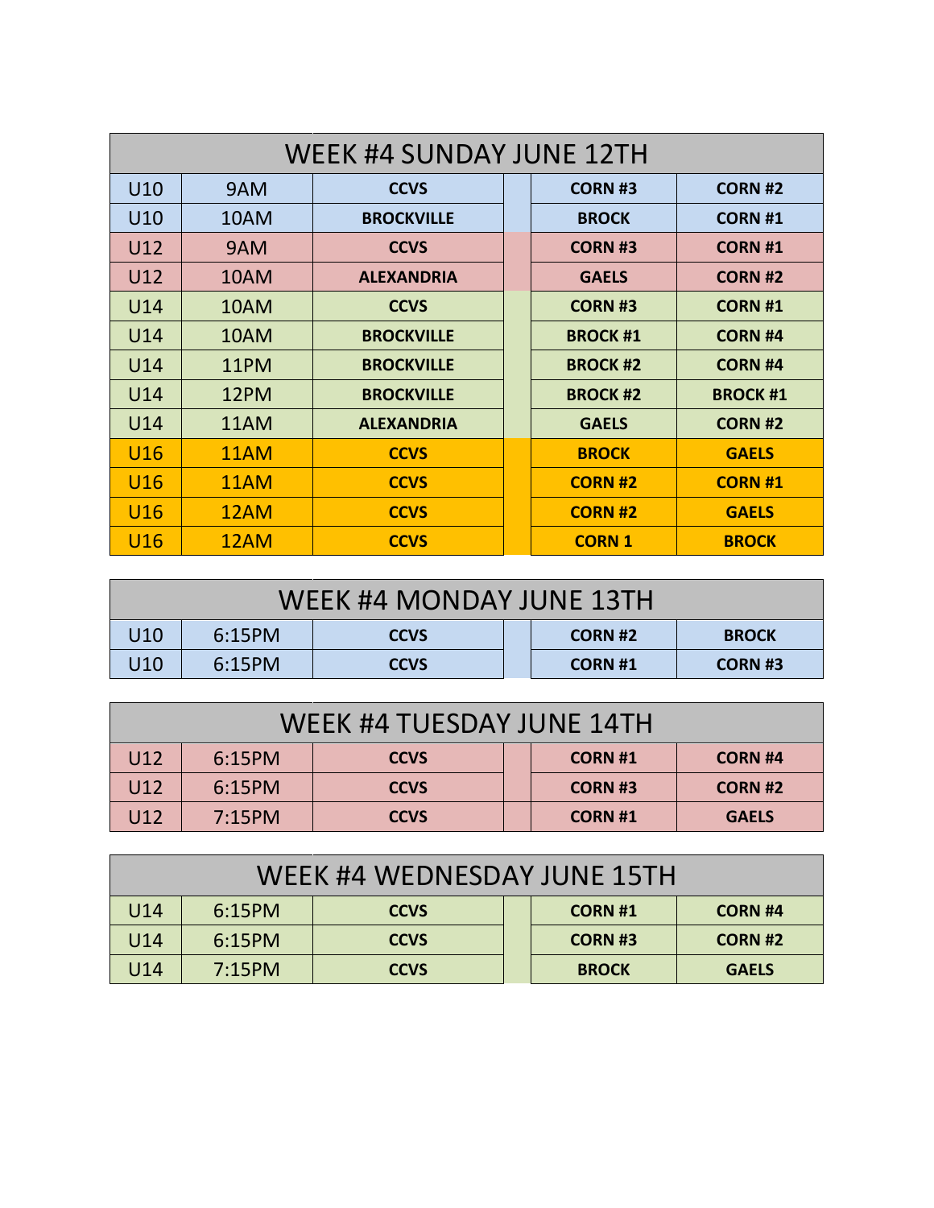| WEEK #4 SUNDAY JUNE 12TH | | | | | |
|---|---|---|---|---|---|
| U10 | 9AM | CCVS | | CORN #3 | CORN #2 |
| U10 | 10AM | BROCKVILLE | | BROCK | CORN #1 |
| U12 | 9AM | CCVS | | CORN #3 | CORN #1 |
| U12 | 10AM | ALEXANDRIA | | GAELS | CORN #2 |
| U14 | 10AM | CCVS | | CORN #3 | CORN #1 |
| U14 | 10AM | BROCKVILLE | | BROCK #1 | CORN #4 |
| U14 | 11PM | BROCKVILLE | | BROCK #2 | CORN #4 |
| U14 | 12PM | BROCKVILLE | | BROCK #2 | BROCK #1 |
| U14 | 11AM | ALEXANDRIA | | GAELS | CORN #2 |
| U16 | 11AM | CCVS | | BROCK | GAELS |
| U16 | 11AM | CCVS | | CORN #2 | CORN #1 |
| U16 | 12AM | CCVS | | CORN #2 | GAELS |
| U16 | 12AM | CCVS | | CORN 1 | BROCK |

| WEEK #4 MONDAY JUNE 13TH | | | | | |
|---|---|---|---|---|---|
| U10 | 6:15PM | CCVS | | CORN #2 | BROCK |
| U10 | 6:15PM | CCVS | | CORN #1 | CORN #3 |

| WEEK #4 TUESDAY JUNE 14TH | | | | | |
|---|---|---|---|---|---|
| U12 | 6:15PM | CCVS | | CORN #1 | CORN #4 |
| U12 | 6:15PM | CCVS | | CORN #3 | CORN #2 |
| U12 | 7:15PM | CCVS | | CORN #1 | GAELS |

| WEEK #4 WEDNESDAY JUNE 15TH | | | | | |
|---|---|---|---|---|---|
| U14 | 6:15PM | CCVS | | CORN #1 | CORN #4 |
| U14 | 6:15PM | CCVS | | CORN #3 | CORN #2 |
| U14 | 7:15PM | CCVS | | BROCK | GAELS |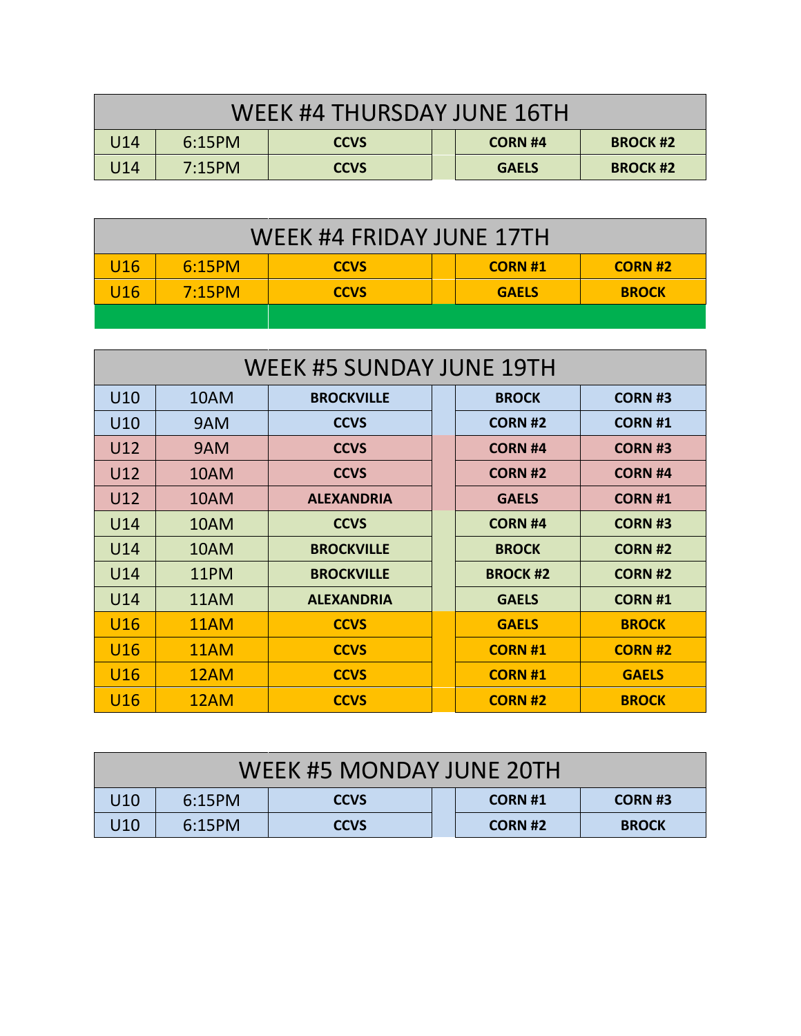| WEEK #4 THURSDAY JUNE 16TH | | | | | |
|---|---|---|---|---|---|
| U14 | 6:15PM | **CCVS** | | **CORN #4** | **BROCK #2** |
| U14 | 7:15PM | **CCVS** | | **GAELS** | **BROCK #2** |

| WEEK #4 FRIDAY JUNE 17TH | | | | | |
|---|---|---|---|---|---|
| U16 | 6:15PM | **CCVS** | | **CORN #1** | **CORN #2** |
| U16 | 7:15PM | **CCVS** | | **GAELS** | **BROCK** |
| | | | | | |

| WEEK #5 SUNDAY JUNE 19TH | | | | | |
|---|---|---|---|---|---|
| U10 | 10AM | **BROCKVILLE** | | **BROCK** | **CORN #3** |
| U10 | 9AM | **CCVS** | | **CORN #2** | **CORN #1** |
| U12 | 9AM | **CCVS** | | **CORN #4** | **CORN #3** |
| U12 | 10AM | **CCVS** | | **CORN #2** | **CORN #4** |
| U12 | 10AM | **ALEXANDRIA** | | **GAELS** | **CORN #1** |
| U14 | 10AM | **CCVS** | | **CORN #4** | **CORN #3** |
| U14 | 10AM | **BROCKVILLE** | | **BROCK** | **CORN #2** |
| U14 | 11PM | **BROCKVILLE** | | **BROCK #2** | **CORN #2** |
| U14 | 11AM | **ALEXANDRIA** | | **GAELS** | **CORN #1** |
| U16 | 11AM | **CCVS** | | **GAELS** | **BROCK** |
| U16 | 11AM | **CCVS** | | **CORN #1** | **CORN #2** |
| U16 | 12AM | **CCVS** | | **CORN #1** | **GAELS** |
| U16 | 12AM | **CCVS** | | **CORN #2** | **BROCK** |

| WEEK #5 MONDAY JUNE 20TH | | | | | |
|---|---|---|---|---|---|
| U10 | 6:15PM | **CCVS** | | **CORN #1** | **CORN #3** |
| U10 | 6:15PM | **CCVS** | | **CORN #2** | **BROCK** |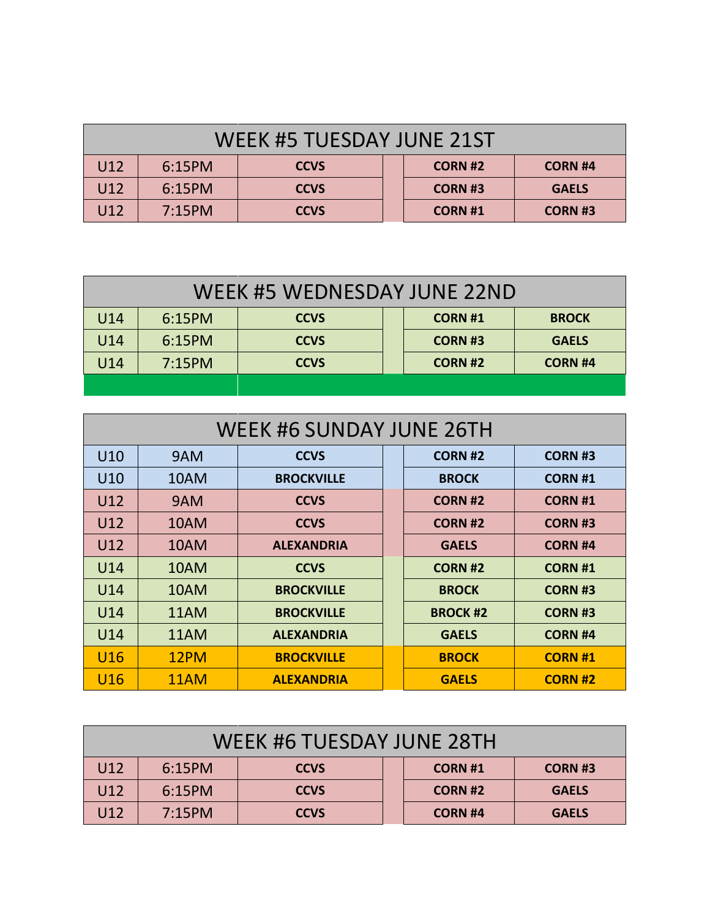| WEEK #5 TUESDAY JUNE 21ST | | | | | |
|---|---|---|---|---|---|
| U12 | 6:15PM | **CCVS** | | **CORN #2** | **CORN #4** |
| U12 | 6:15PM | **CCVS** | | **CORN #3** | **GAELS** |
| U12 | 7:15PM | **CCVS** | | **CORN #1** | **CORN #3** |

| WEEK #5 WEDNESDAY JUNE 22ND | | | | | |
|---|---|---|---|---|---|
| U14 | 6:15PM | **CCVS** | | **CORN #1** | **BROCK** |
| U14 | 6:15PM | **CCVS** | | **CORN #3** | **GAELS** |
| U14 | 7:15PM | **CCVS** | | **CORN #2** | **CORN #4** |

| WEEK #6 SUNDAY JUNE 26TH | | | | | |
|---|---|---|---|---|---|
| U10 | 9AM | **CCVS** | | **CORN #2** | **CORN #3** |
| U10 | 10AM | **BROCKVILLE** | | **BROCK** | **CORN #1** |
| U12 | 9AM | **CCVS** | | **CORN #2** | **CORN #1** |
| U12 | 10AM | **CCVS** | | **CORN #2** | **CORN #3** |
| U12 | 10AM | **ALEXANDRIA** | | **GAELS** | **CORN #4** |
| U14 | 10AM | **CCVS** | | **CORN #2** | **CORN #1** |
| U14 | 10AM | **BROCKVILLE** | | **BROCK** | **CORN #3** |
| U14 | 11AM | **BROCKVILLE** | | **BROCK #2** | **CORN #3** |
| U14 | 11AM | **ALEXANDRIA** | | **GAELS** | **CORN #4** |
| U16 | 12PM | **BROCKVILLE** | | **BROCK** | **CORN #1** |
| U16 | 11AM | **ALEXANDRIA** | | **GAELS** | **CORN #2** |

| WEEK #6 TUESDAY JUNE 28TH | | | | | |
|---|---|---|---|---|---|
| U12 | 6:15PM | **CCVS** | | **CORN #1** | **CORN #3** |
| U12 | 6:15PM | **CCVS** | | **CORN #2** | **GAELS** |
| U12 | 7:15PM | **CCVS** | | **CORN #4** | **GAELS** |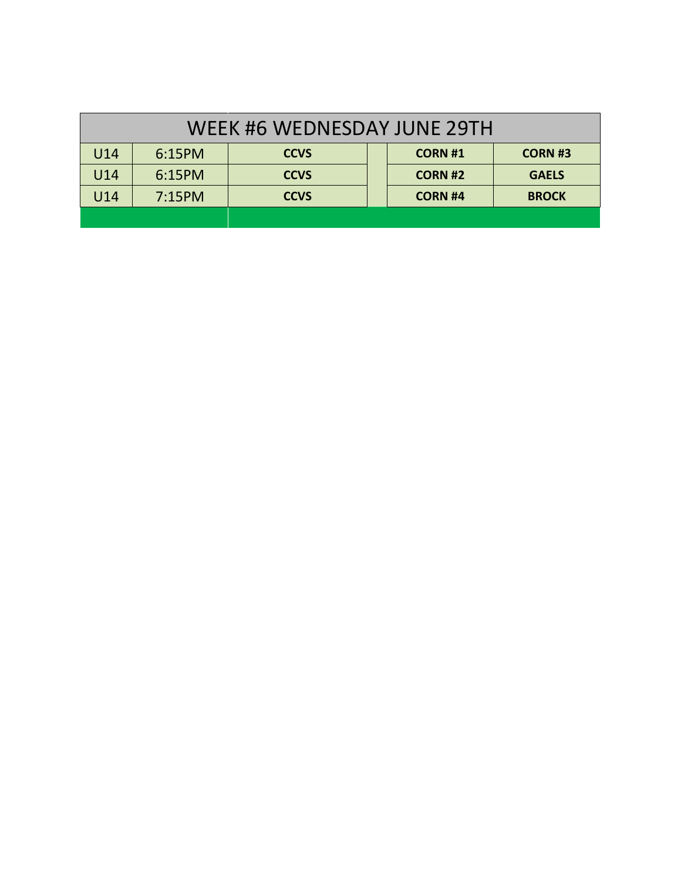| WEEK #6 WEDNESDAY JUNE 29TH | | | | | |
|---|---|---|---|---|---|
| U14 | 6:15PM | **CCVS** | | **CORN #1** | **CORN #3** |
| U14 | 6:15PM | **CCVS** | | **CORN #2** | **GAELS** |
| U14 | 7:15PM | **CCVS** | | **CORN #4** | **BROCK** |